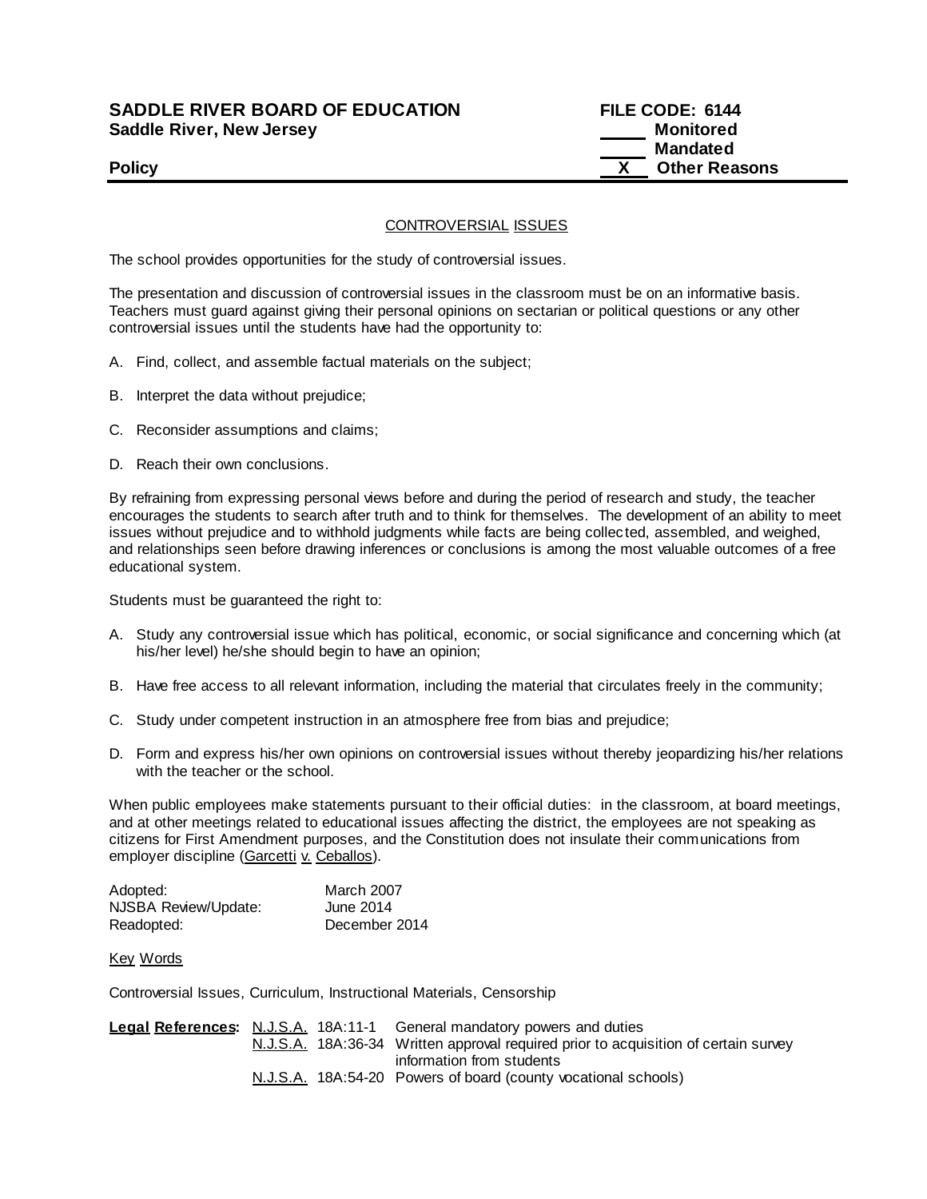**SADDLE RIVER BOARD OF EDUCATION** **FILE CODE: 6144**
**Saddle River, New Jersey**

_____ **Monitored**
_____ **Mandated**
__X__ **Other Reasons**

**Policy**

## CONTROVERSIAL ISSUES

The school provides opportunities for the study of controversial issues.

The presentation and discussion of controversial issues in the classroom must be on an informative basis. Teachers must guard against giving their personal opinions on sectarian or political questions or any other controversial issues until the students have had the opportunity to:

A. Find, collect, and assemble factual materials on the subject;

B. Interpret the data without prejudice;

C. Reconsider assumptions and claims;

D. Reach their own conclusions.

By refraining from expressing personal views before and during the period of research and study, the teacher encourages the students to search after truth and to think for themselves. The development of an ability to meet issues without prejudice and to withhold judgments while facts are being collected, assembled, and weighed, and relationships seen before drawing inferences or conclusions is among the most valuable outcomes of a free educational system.

Students must be guaranteed the right to:

A. Study any controversial issue which has political, economic, or social significance and concerning which (at his/her level) he/she should begin to have an opinion;

B. Have free access to all relevant information, including the material that circulates freely in the community;

C. Study under competent instruction in an atmosphere free from bias and prejudice;

D. Form and express his/her own opinions on controversial issues without thereby jeopardizing his/her relations with the teacher or the school.

When public employees make statements pursuant to their official duties: in the classroom, at board meetings, and at other meetings related to educational issues affecting the district, the employees are not speaking as citizens for First Amendment purposes, and the Constitution does not insulate their communications from employer discipline (Garcetti v. Ceballos).

| | |
|---|---|
| Adopted: | March 2007 |
| NJSBA Review/Update: | June 2014 |
| Readopted: | December 2014 |

Key Words

Controversial Issues, Curriculum, Instructional Materials, Censorship

| **Legal References:** | | |
|---|---|---|
| | N.J.S.A. 18A:11-1 | General mandatory powers and duties |
| | N.J.S.A. 18A:36-34 | Written approval required prior to acquisition of certain survey information from students |
| | N.J.S.A. 18A:54-20 | Powers of board (county vocational schools) |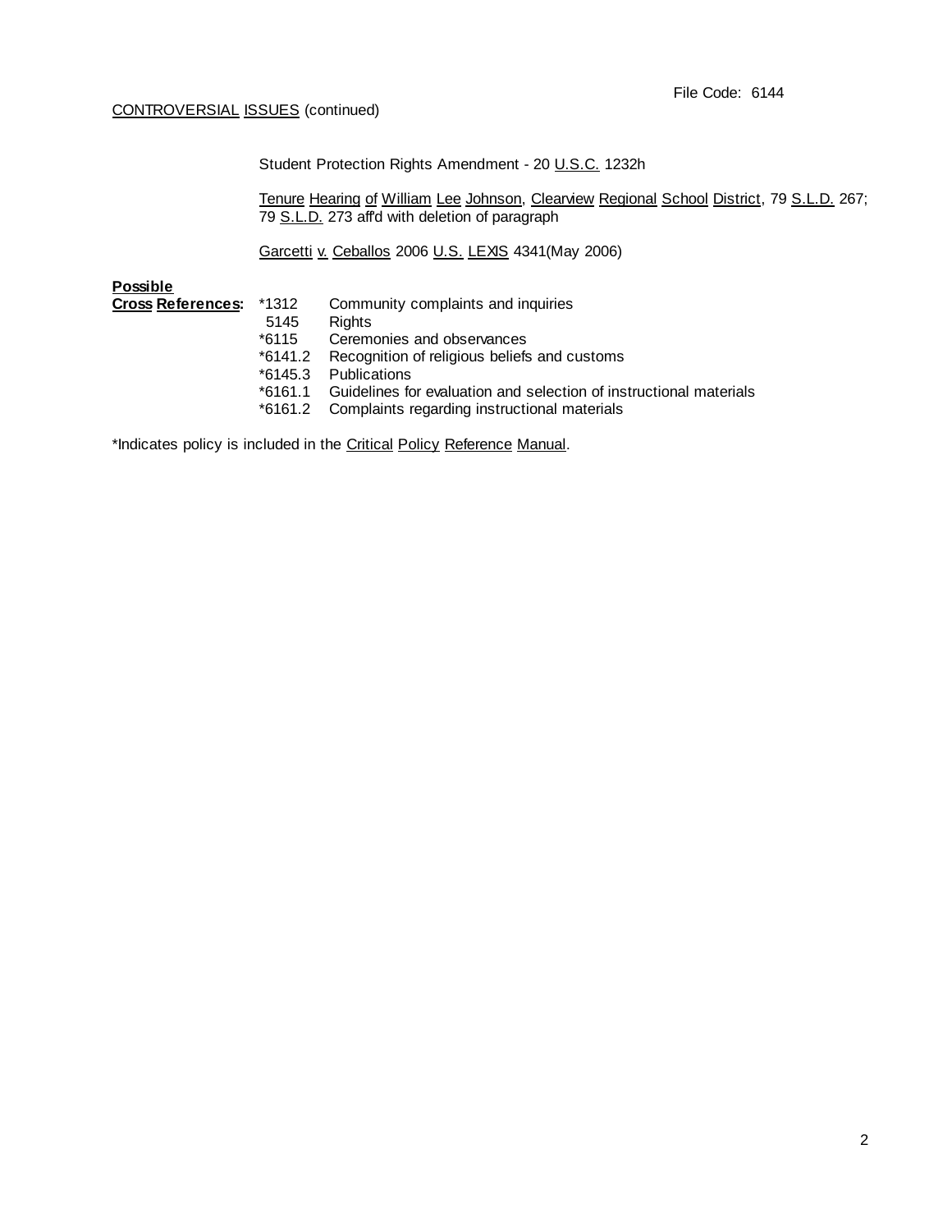File Code: 6144

CONTROVERSIAL ISSUES (continued)

Student Protection Rights Amendment - 20 U.S.C. 1232h

Tenure Hearing of William Lee Johnson, Clearview Regional School District, 79 S.L.D. 267; 79 S.L.D. 273 aff'd with deletion of paragraph

Garcetti v. Ceballos 2006 U.S. LEXIS 4341(May 2006)

**Possible Cross References:**

| | |
|---|---|
| *1312 | Community complaints and inquiries |
| 5145 | Rights |
| *6115 | Ceremonies and observances |
| *6141.2 | Recognition of religious beliefs and customs |
| *6145.3 | Publications |
| *6161.1 | Guidelines for evaluation and selection of instructional materials |
| *6161.2 | Complaints regarding instructional materials |

*Indicates policy is included in the Critical Policy Reference Manual.